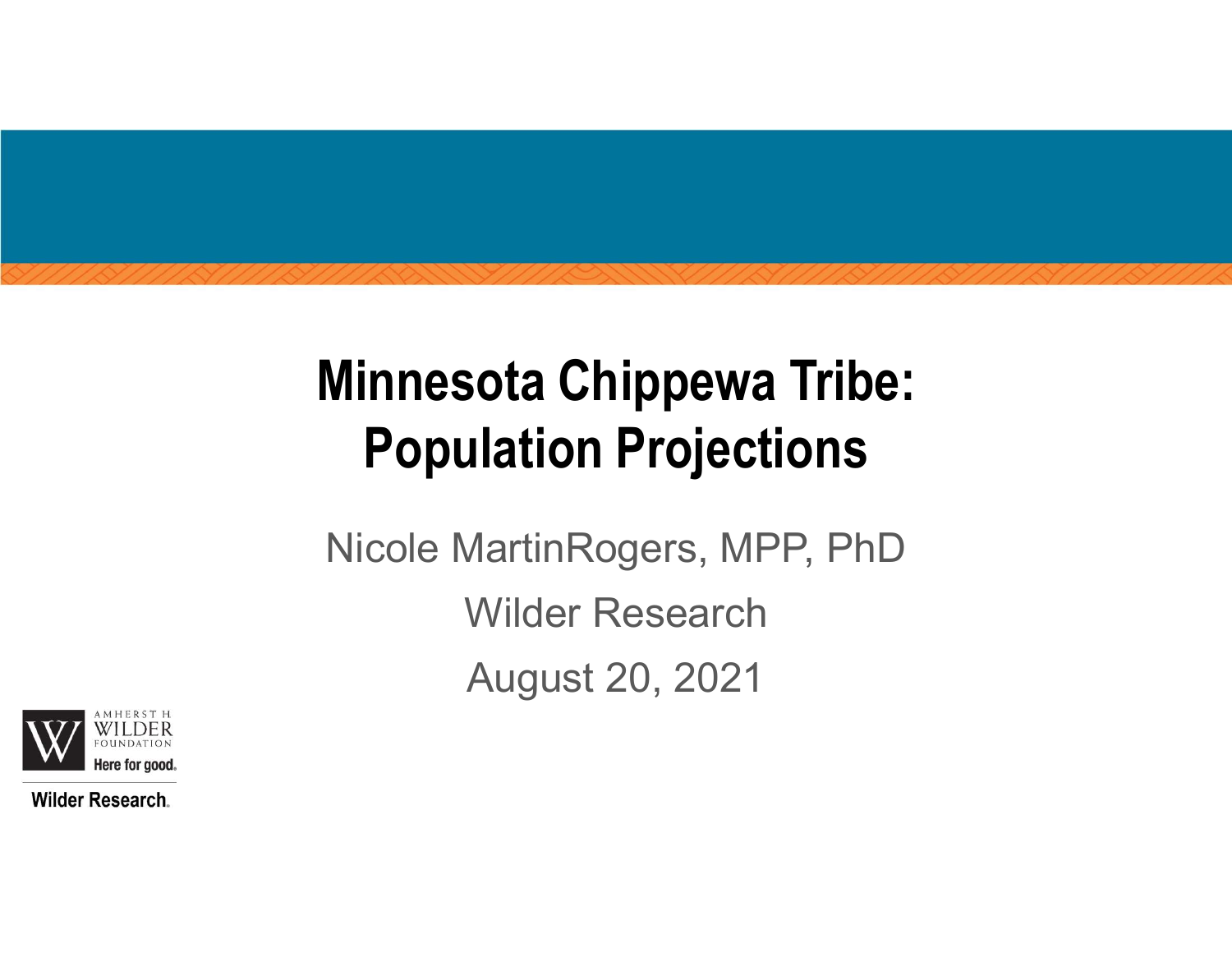# Minnesota Chippewa Tribe: Population Projections

Nicole MartinRogers, MPP, PhD

Wilder Research

August 20, 2021

AMHERST H. WILDER FOUNDATION

Here for good.

Wilder Research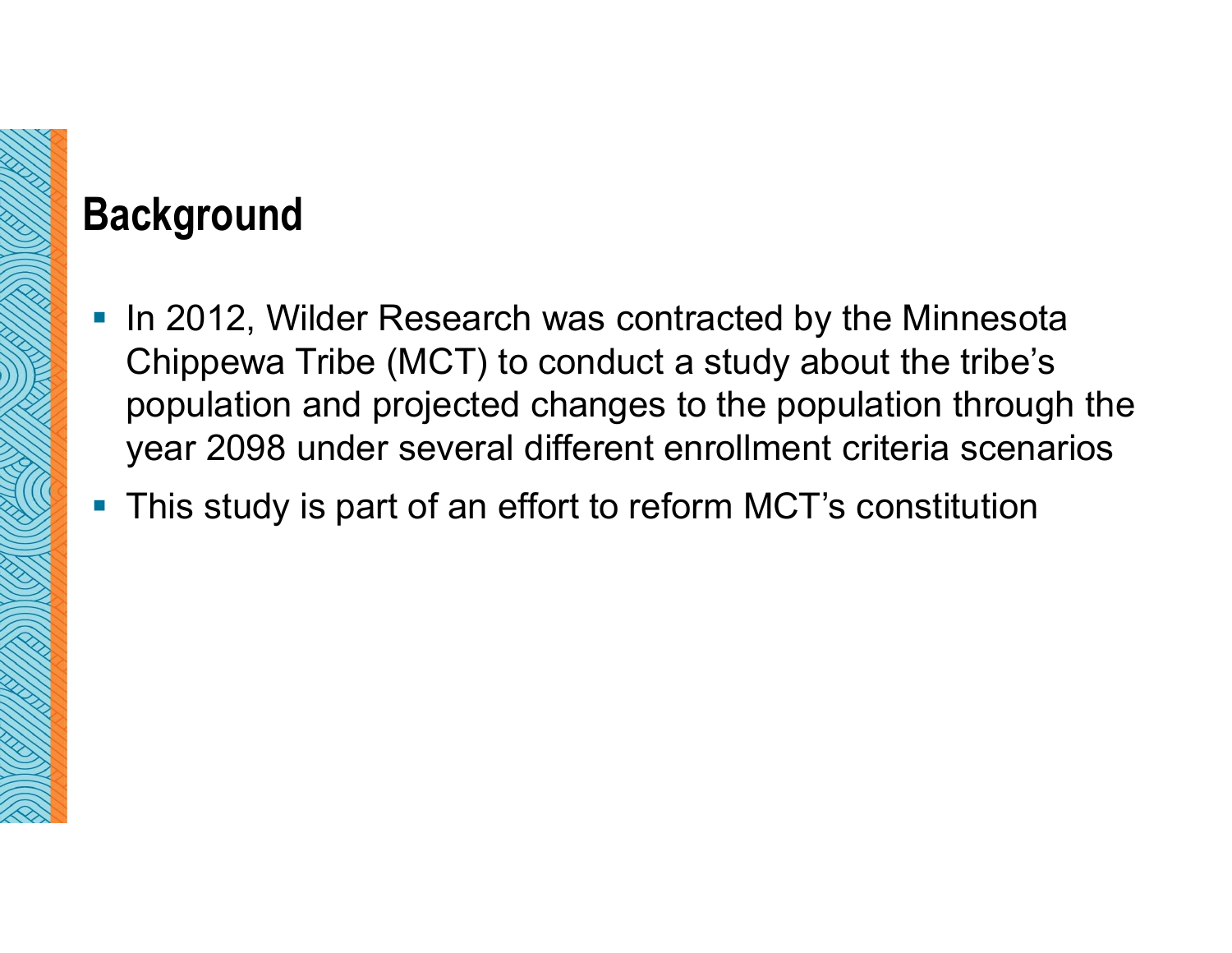## Background

- In 2012, Wilder Research was contracted by the Minnesota Chippewa Tribe (MCT) to conduct a study about the tribe's population and projected changes to the population through the year 2098 under several different enrollment criteria scenarios
- This study is part of an effort to reform MCT's constitution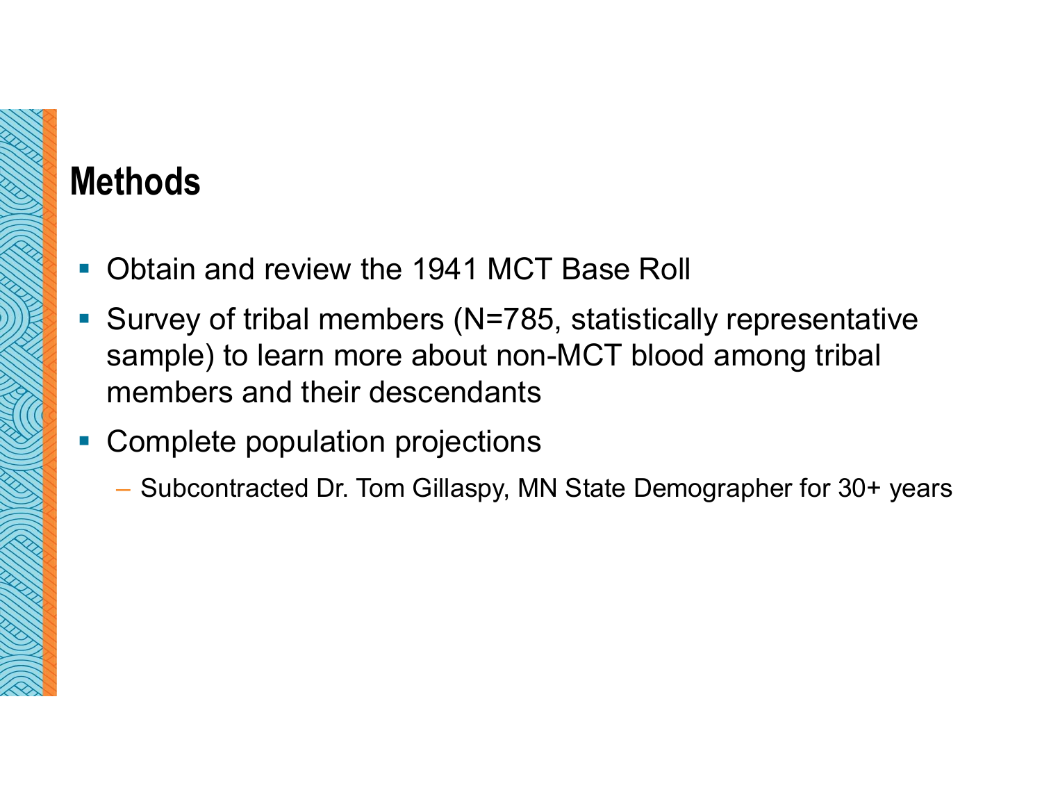# Methods

- Obtain and review the 1941 MCT Base Roll
- Survey of tribal members (N=785, statistically representative sample) to learn more about non-MCT blood among tribal members and their descendants
- Complete population projections
  - Subcontracted Dr. Tom Gillaspy, MN State Demographer for 30+ years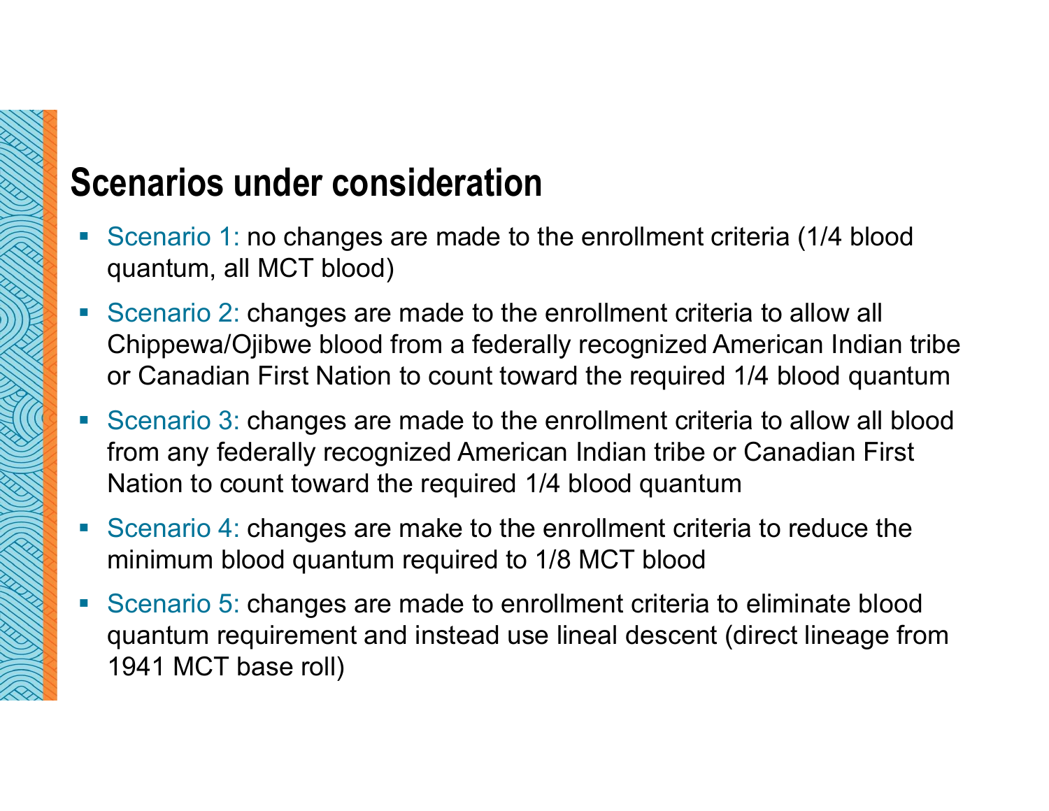## Scenarios under consideration

- Scenario 1: no changes are made to the enrollment criteria (1/4 blood quantum, all MCT blood)
- Scenario 2: changes are made to the enrollment criteria to allow all Chippewa/Ojibwe blood from a federally recognized American Indian tribe or Canadian First Nation to count toward the required 1/4 blood quantum
- Scenario 3: changes are made to the enrollment criteria to allow all blood from any federally recognized American Indian tribe or Canadian First Nation to count toward the required 1/4 blood quantum
- Scenario 4: changes are make to the enrollment criteria to reduce the minimum blood quantum required to 1/8 MCT blood
- Scenario 5: changes are made to enrollment criteria to eliminate blood quantum requirement and instead use lineal descent (direct lineage from 1941 MCT base roll)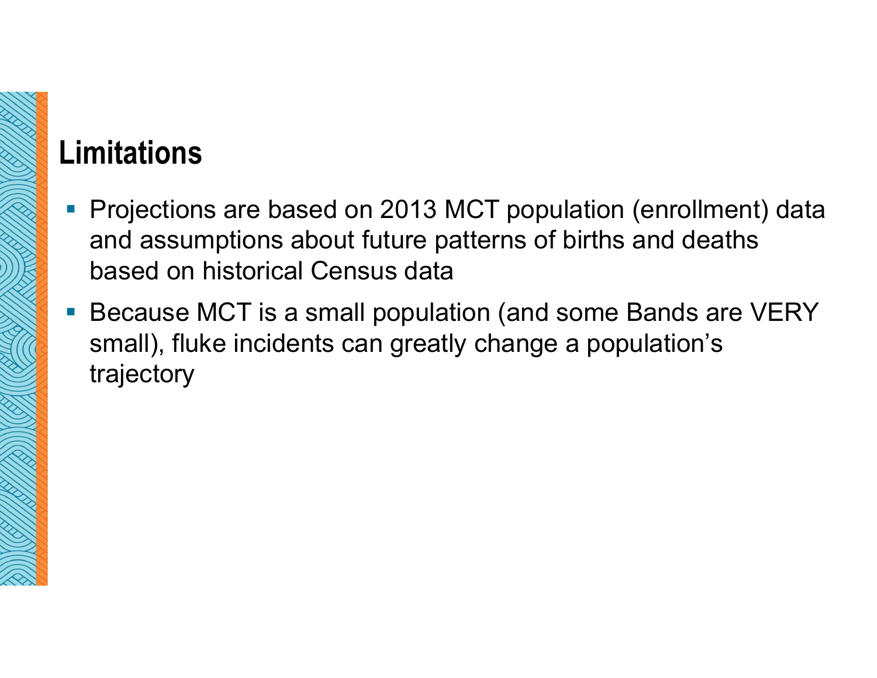## Limitations

- Projections are based on 2013 MCT population (enrollment) data and assumptions about future patterns of births and deaths based on historical Census data
- Because MCT is a small population (and some Bands are VERY small), fluke incidents can greatly change a population's trajectory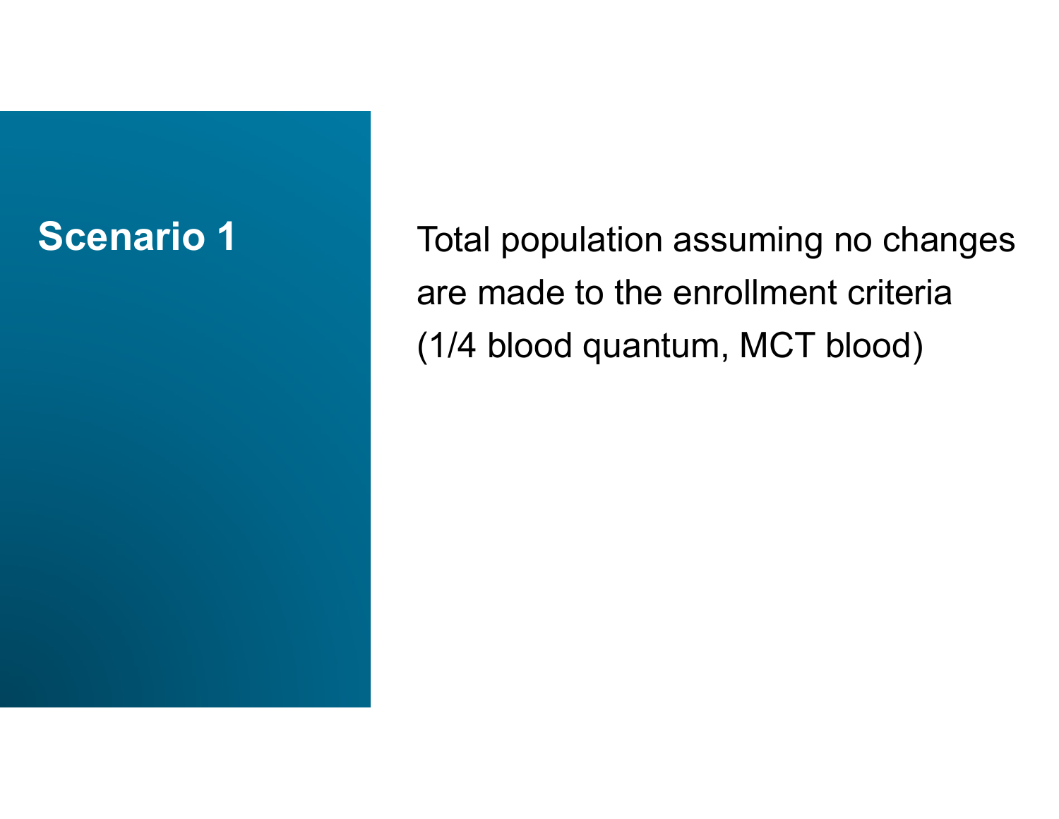## Scenario 1

Total population assuming no changes are made to the enrollment criteria (1/4 blood quantum, MCT blood)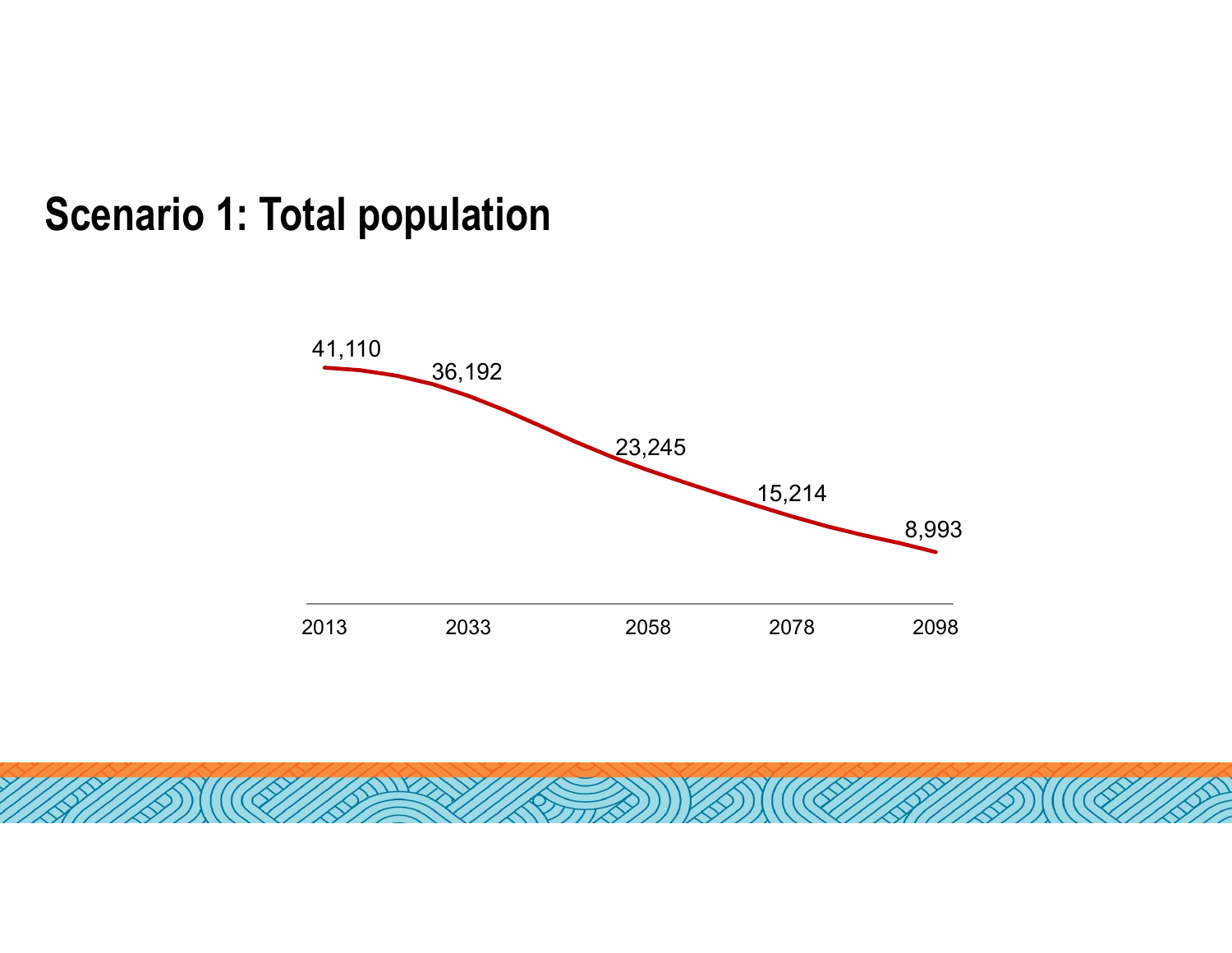# Scenario 1: Total population

| Year | Total population |
|---|---|
| 2013 | 41,110 |
| 2033 | 36,192 |
| 2058 | 23,245 |
| 2078 | 15,214 |
| 2098 | 8,993 |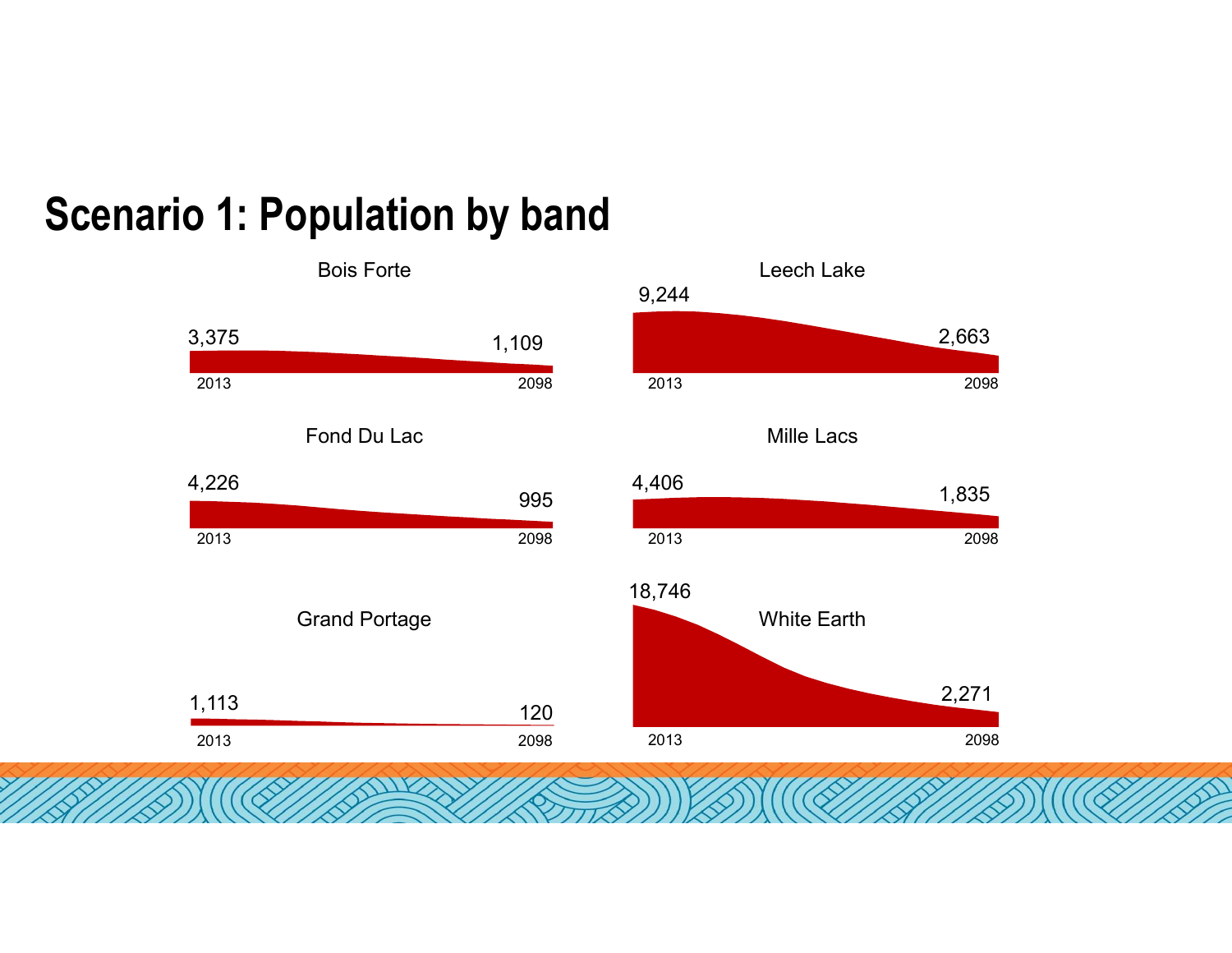# Scenario 1: Population by band

**Bois Forte**

3,375 — 1,109

2013 — 2098

**Leech Lake**

9,244 — 2,663

2013 — 2098

**Fond Du Lac**

4,226 — 995

2013 — 2098

**Mille Lacs**

4,406 — 1,835

2013 — 2098

**Grand Portage**

1,113 — 120

2013 — 2098

**White Earth**

18,746 — 2,271

2013 — 2098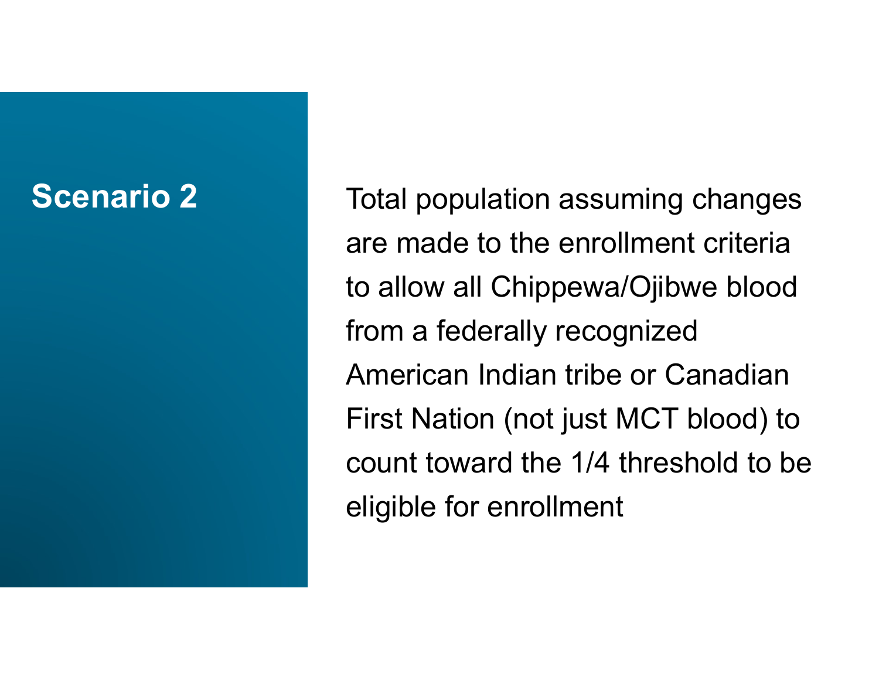## Scenario 2

Total population assuming changes are made to the enrollment criteria to allow all Chippewa/Ojibwe blood from a federally recognized American Indian tribe or Canadian First Nation (not just MCT blood) to count toward the 1/4 threshold to be eligible for enrollment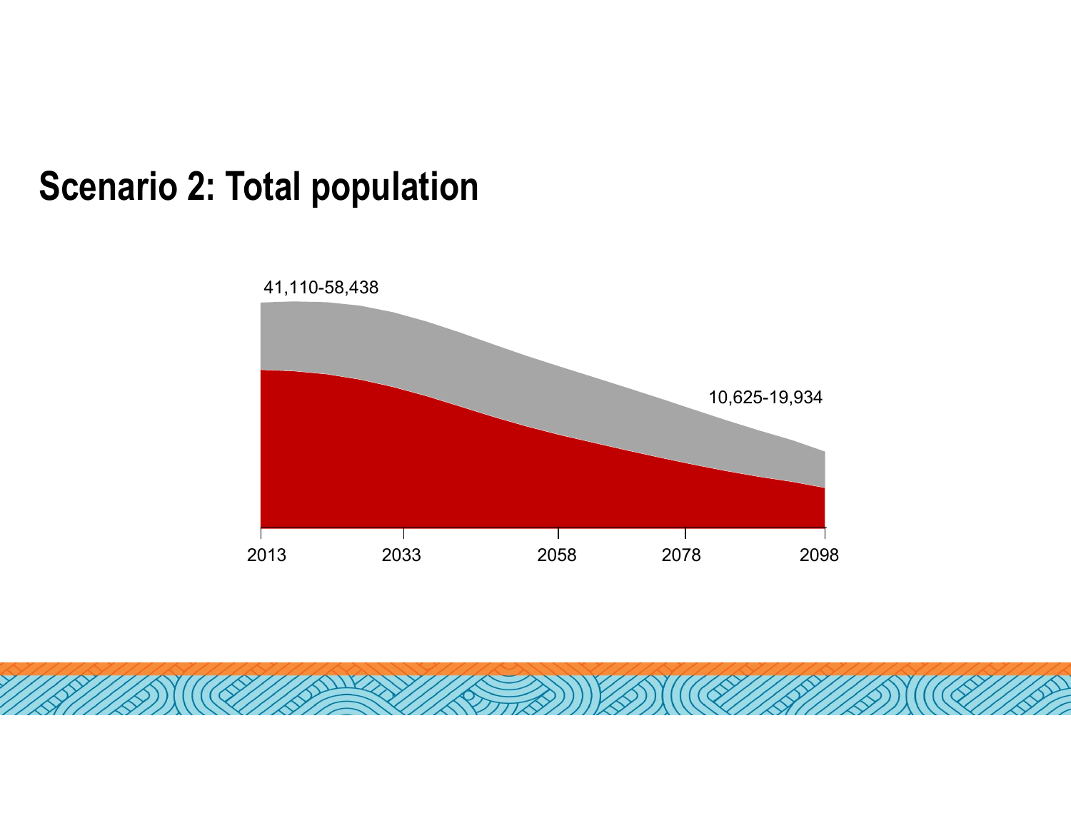# Scenario 2: Total population

41,110-58,438

10,625-19,934

2013 2033 2058 2078 2098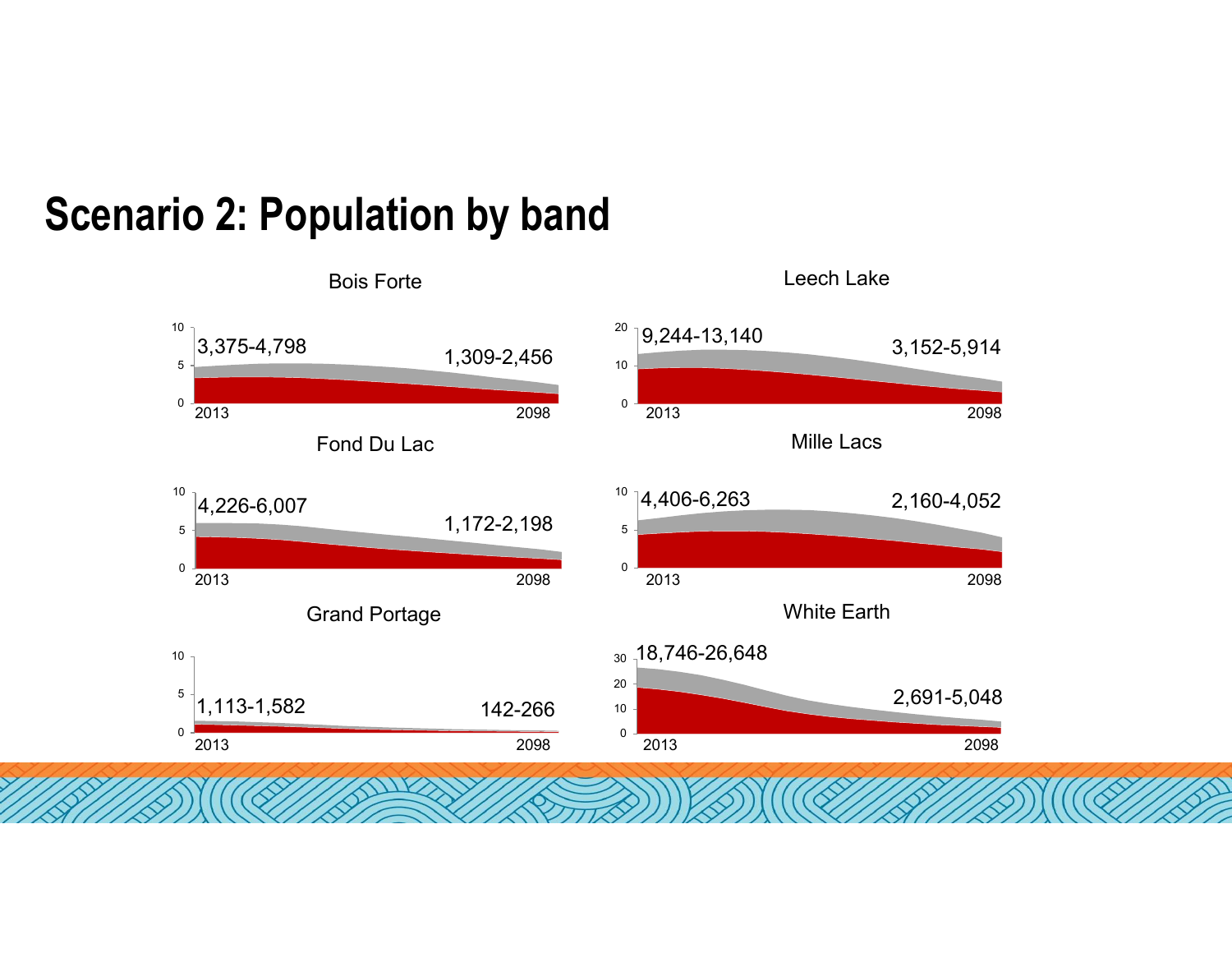# Scenario 2: Population by band

### Bois Forte

2013: 3,375-4,798

2098: 1,309-2,456

### Leech Lake

2013: 9,244-13,140

2098: 3,152-5,914

### Fond Du Lac

2013: 4,226-6,007

2098: 1,172-2,198

### Mille Lacs

2013: 4,406-6,263

2098: 2,160-4,052

### Grand Portage

2013: 1,113-1,582

2098: 142-266

### White Earth

2013: 18,746-26,648

2098: 2,691-5,048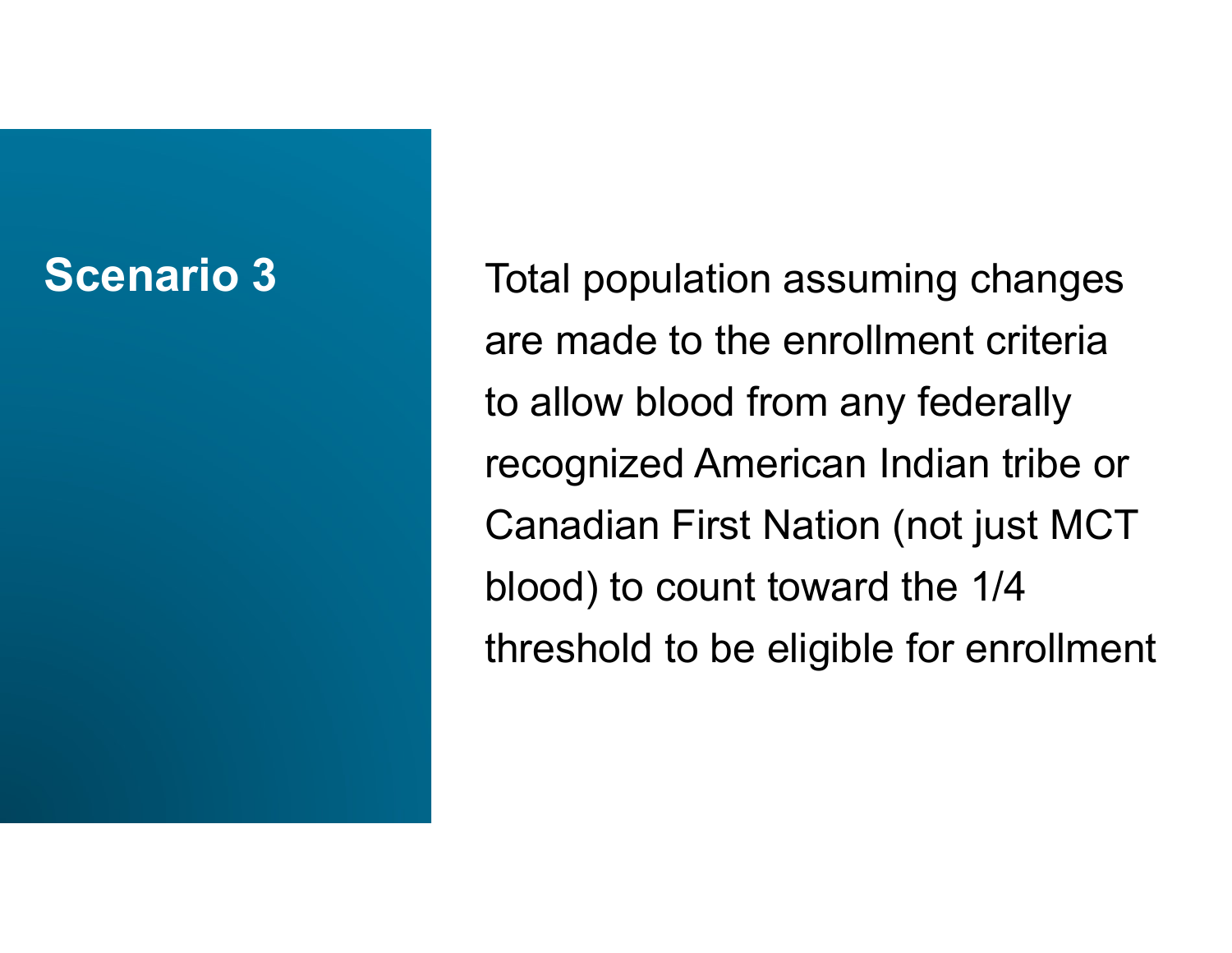## Scenario 3

Total population assuming changes are made to the enrollment criteria to allow blood from any federally recognized American Indian tribe or Canadian First Nation (not just MCT blood) to count toward the 1/4 threshold to be eligible for enrollment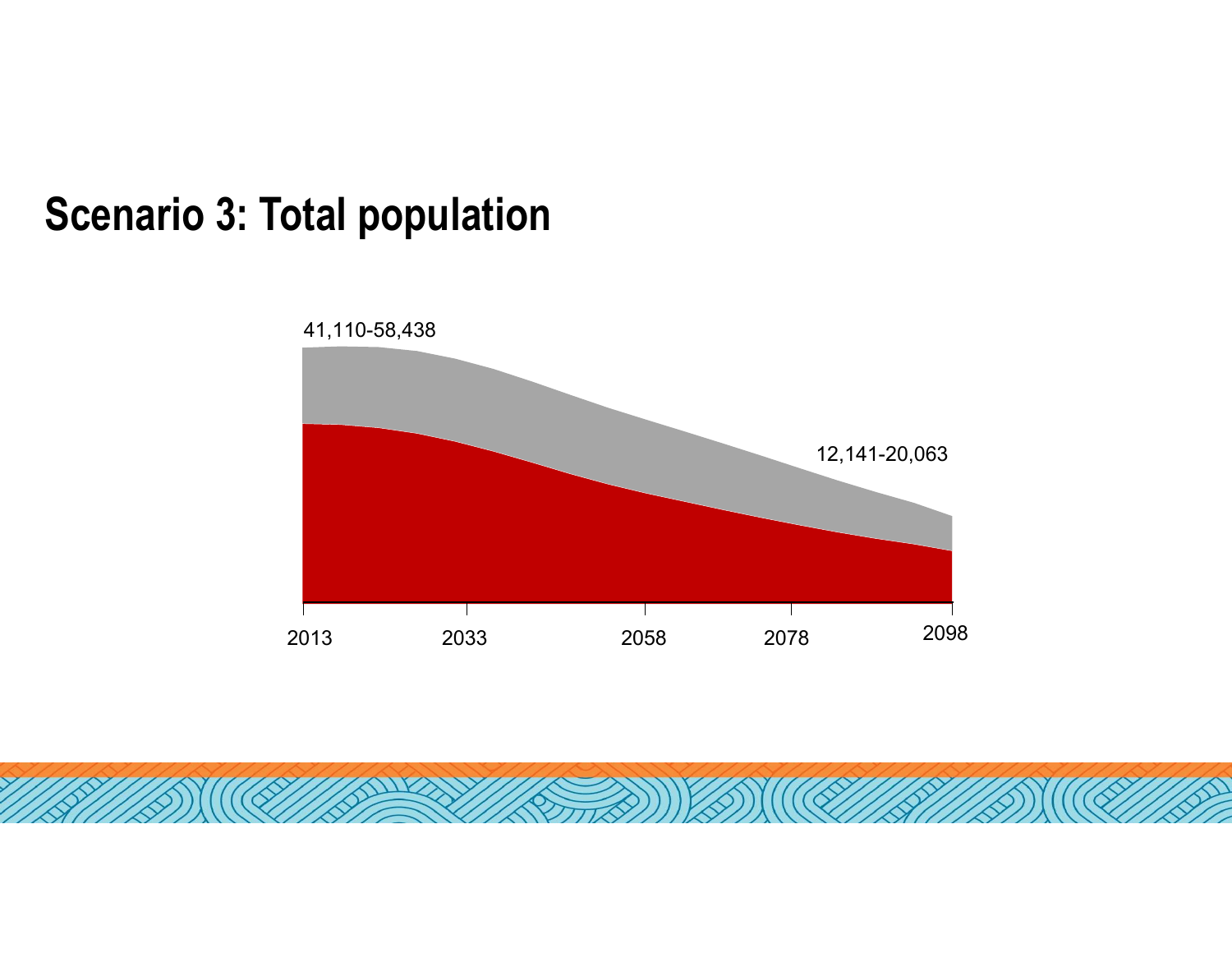# Scenario 3: Total population

41,110-58,438

12,141-20,063

2013 2033 2058 2078 2098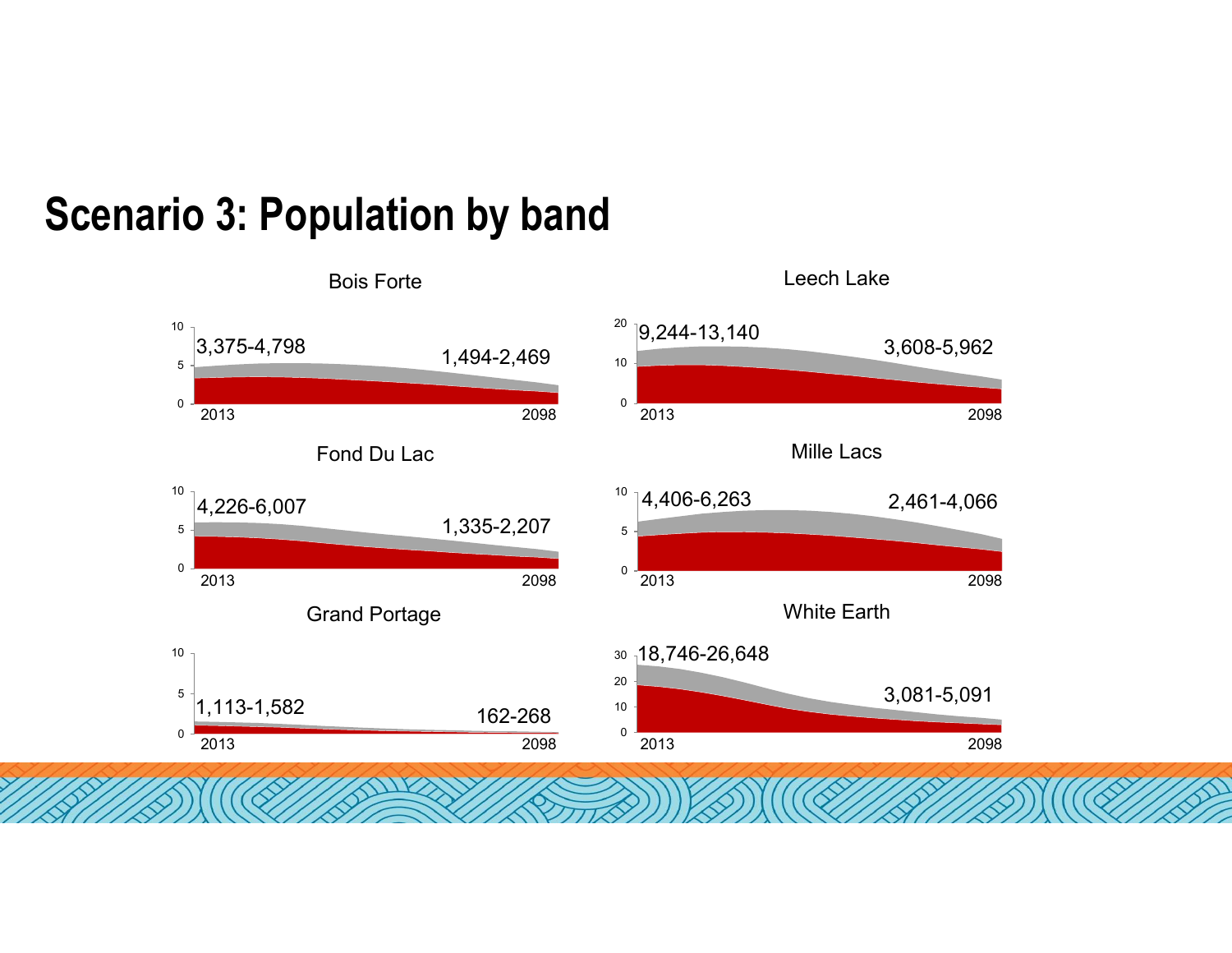# Scenario 3: Population by band

### Bois Forte

3,375-4,798 (2013) → 1,494-2,469 (2098)

### Leech Lake

9,244-13,140 (2013) → 3,608-5,962 (2098)

### Fond Du Lac

4,226-6,007 (2013) → 1,335-2,207 (2098)

### Mille Lacs

4,406-6,263 (2013) → 2,461-4,066 (2098)

### Grand Portage

1,113-1,582 (2013) → 162-268 (2098)

### White Earth

18,746-26,648 (2013) → 3,081-5,091 (2098)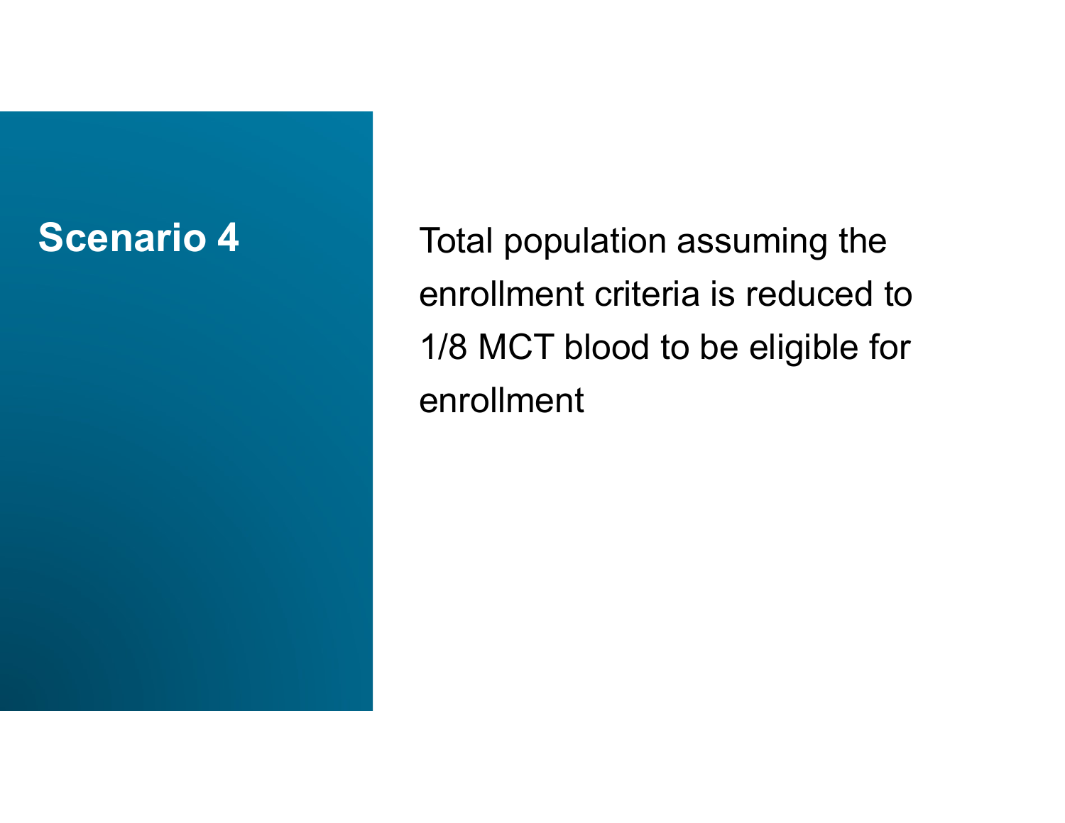## Scenario 4

Total population assuming the enrollment criteria is reduced to 1/8 MCT blood to be eligible for enrollment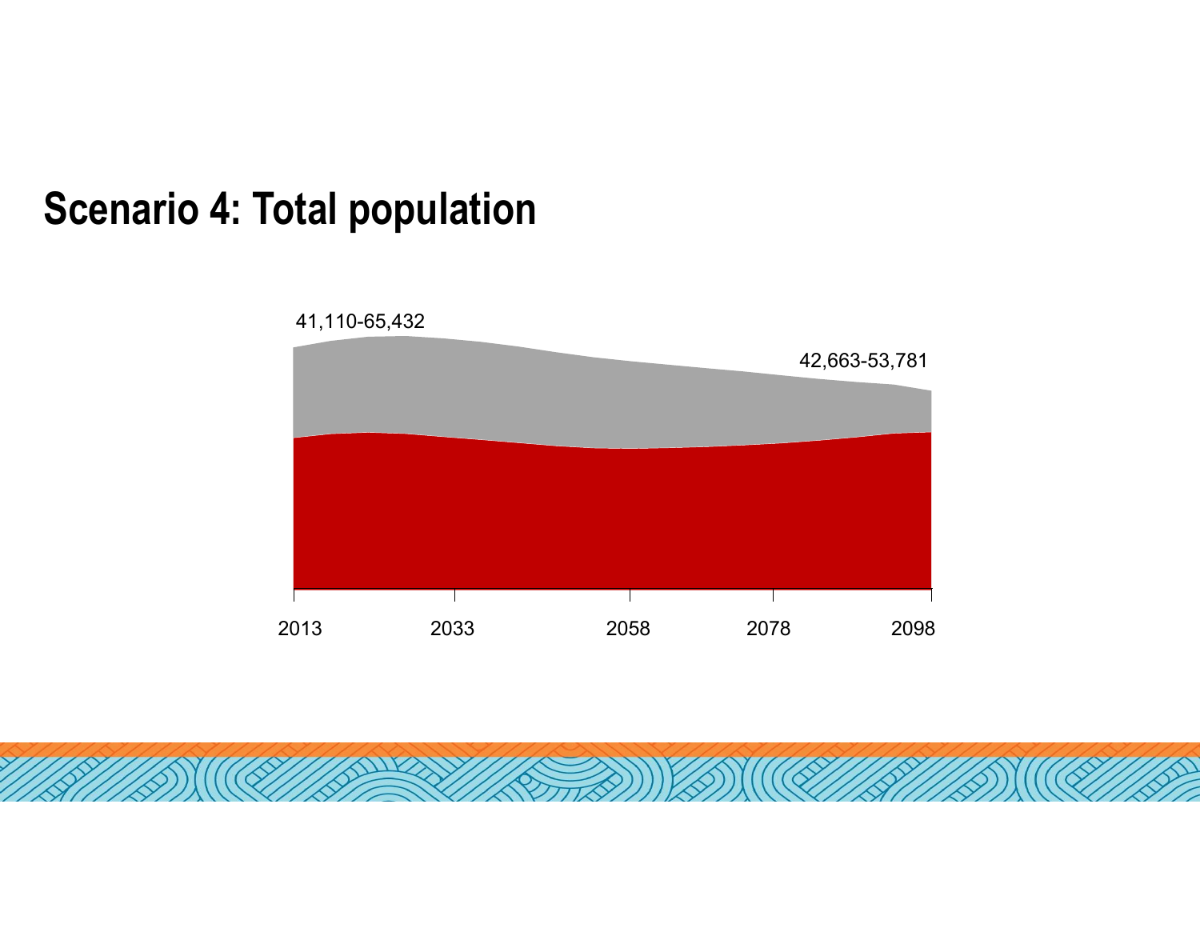# Scenario 4: Total population

41,110-65,432

42,663-53,781

2013 2033 2058 2078 2098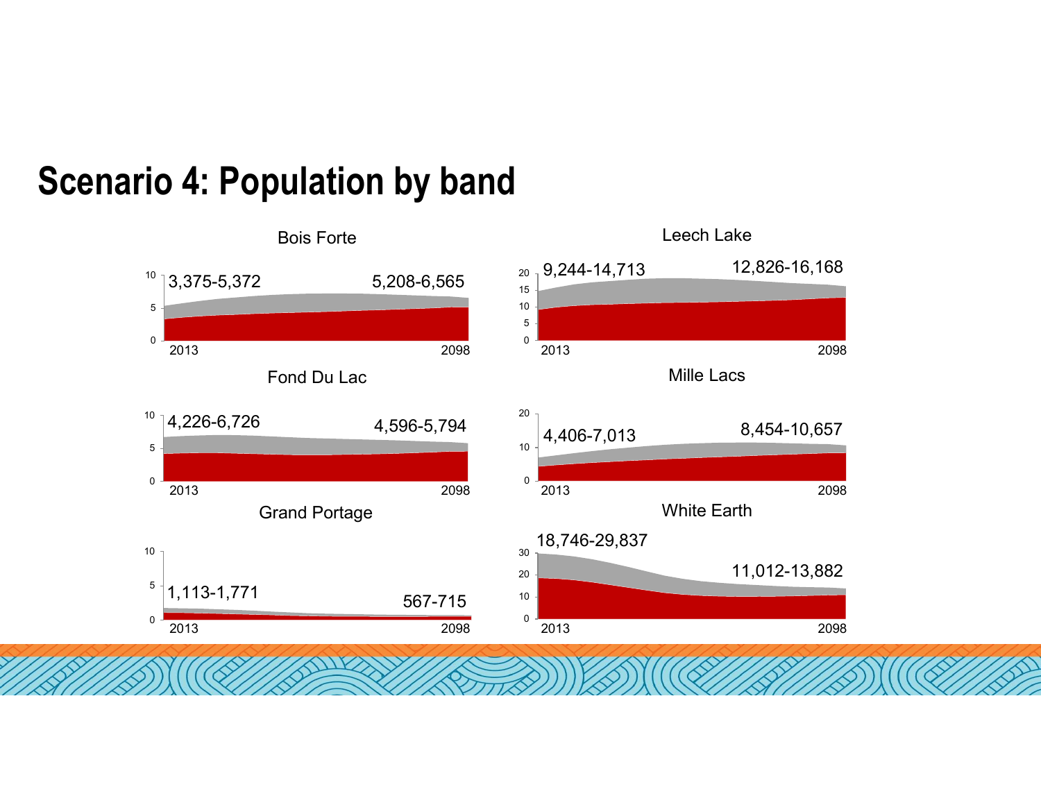# Scenario 4: Population by band

### Bois Forte

3,375-5,372 (2013) — 5,208-6,565 (2098)

### Leech Lake

9,244-14,713 (2013) — 12,826-16,168 (2098)

### Fond Du Lac

4,226-6,726 (2013) — 4,596-5,794 (2098)

### Mille Lacs

4,406-7,013 (2013) — 8,454-10,657 (2098)

### Grand Portage

1,113-1,771 (2013) — 567-715 (2098)

### White Earth

18,746-29,837 (2013) — 11,012-13,882 (2098)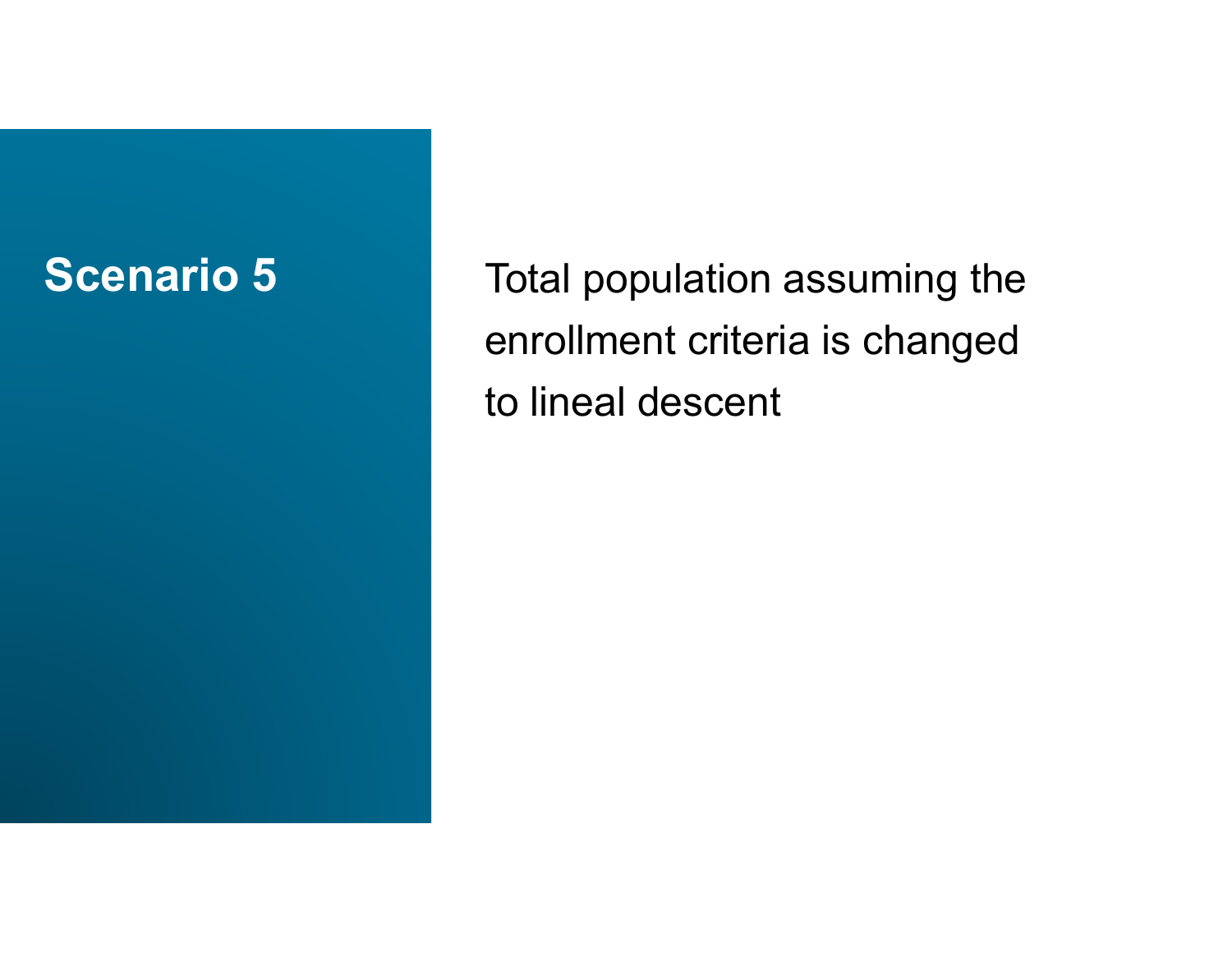# Scenario 5

Total population assuming the enrollment criteria is changed to lineal descent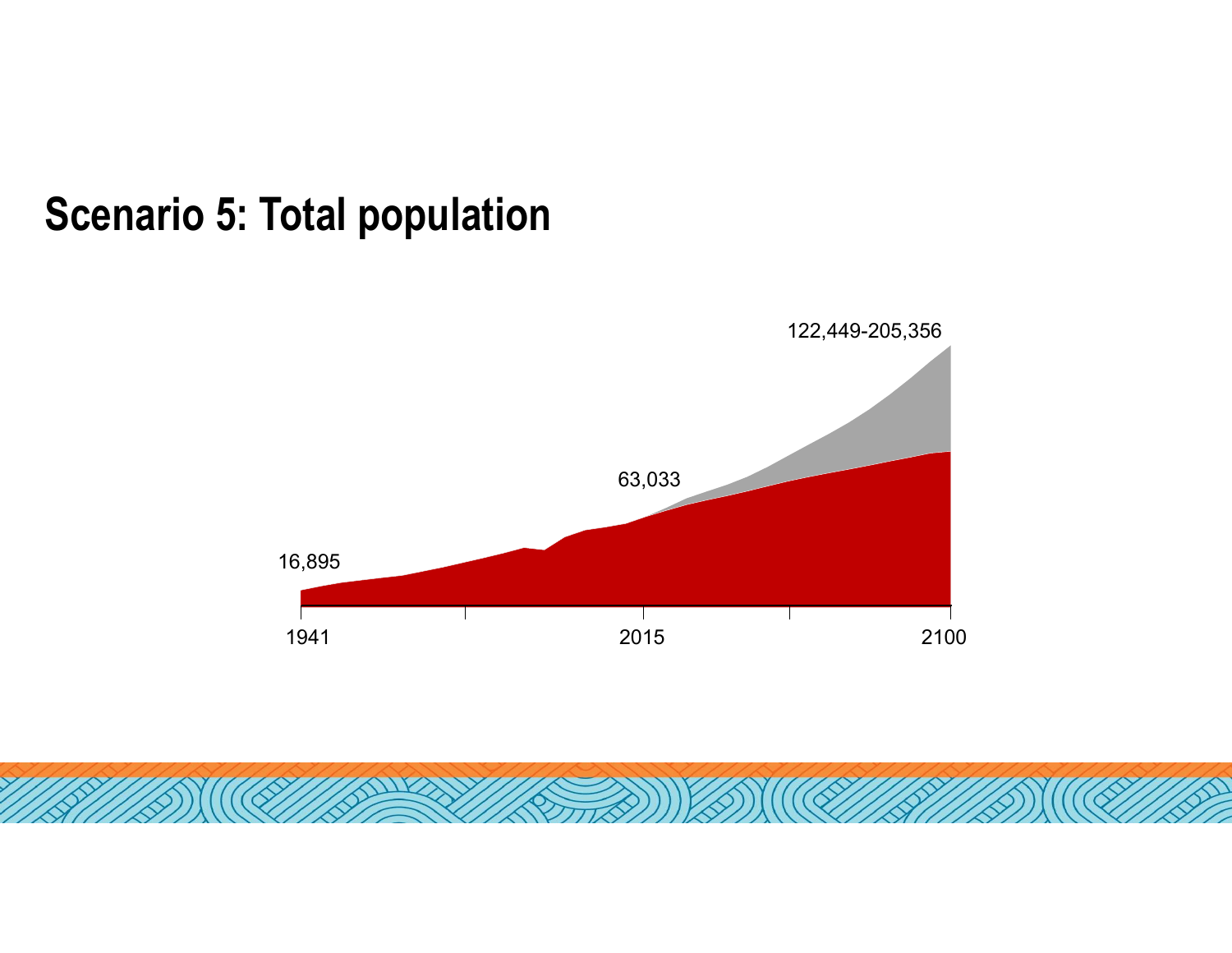# Scenario 5: Total population

122,449-205,356

63,033

16,895

1941 2015 2100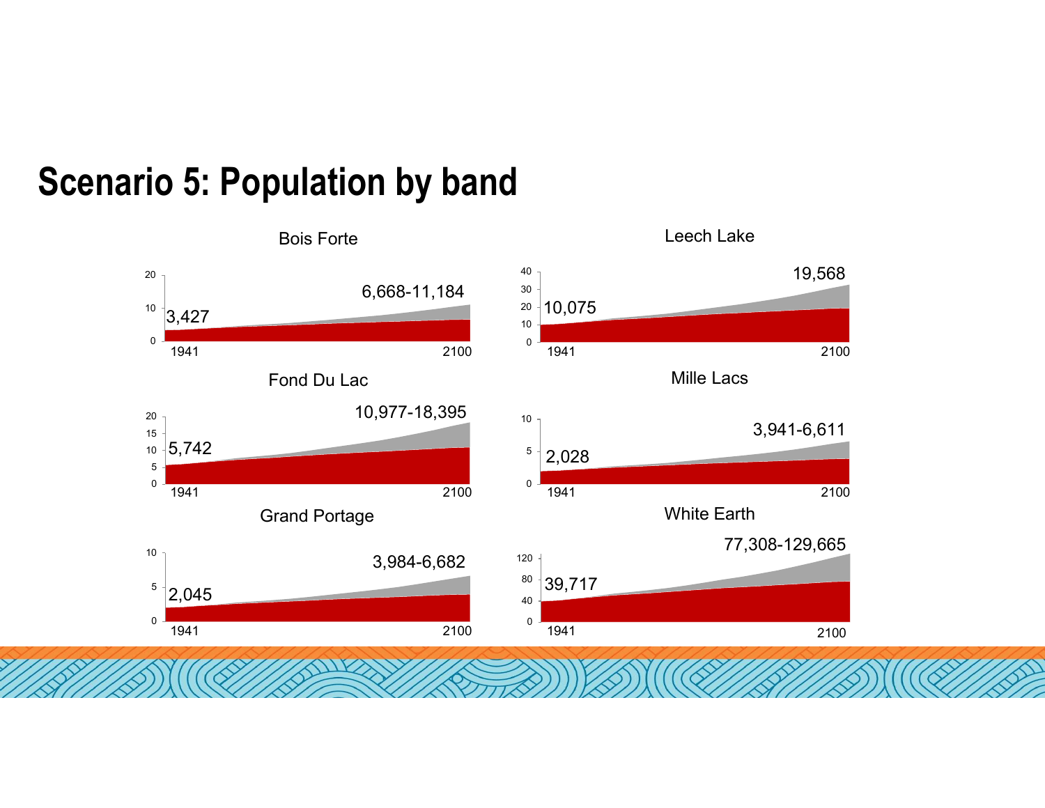# Scenario 5: Population by band

### Bois Forte

- 1941: 3,427
- 2100: 6,668-11,184

### Leech Lake

- 1941: 10,075
- 2100: 19,568

### Fond Du Lac

- 1941: 5,742
- 2100: 10,977-18,395

### Mille Lacs

- 1941: 2,028
- 2100: 3,941-6,611

### Grand Portage

- 1941: 2,045
- 2100: 3,984-6,682

### White Earth

- 1941: 39,717
- 2100: 77,308-129,665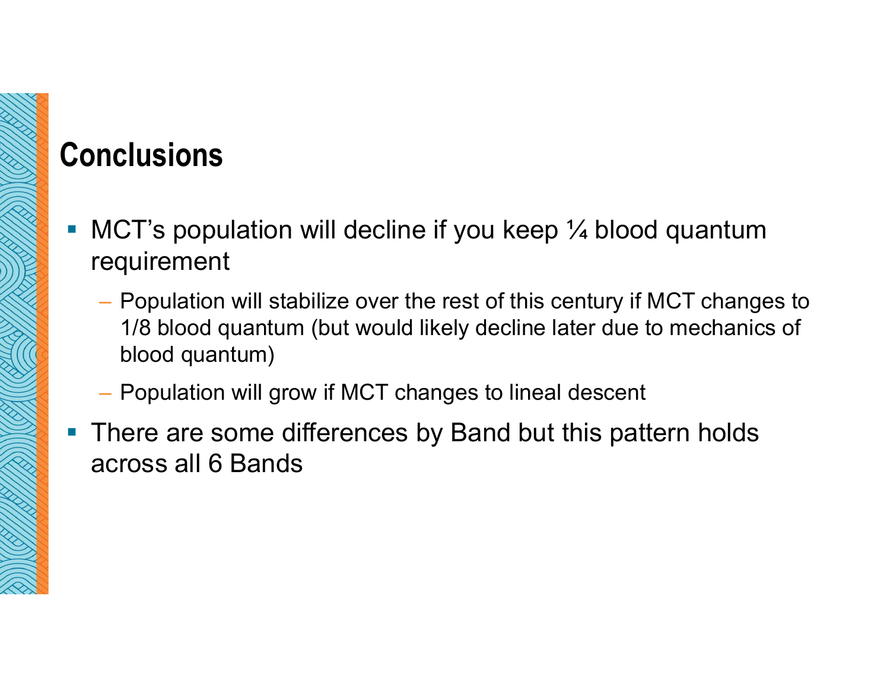# Conclusions

- MCT's population will decline if you keep ¼ blood quantum requirement
  - Population will stabilize over the rest of this century if MCT changes to 1/8 blood quantum (but would likely decline later due to mechanics of blood quantum)
  - Population will grow if MCT changes to lineal descent
- There are some differences by Band but this pattern holds across all 6 Bands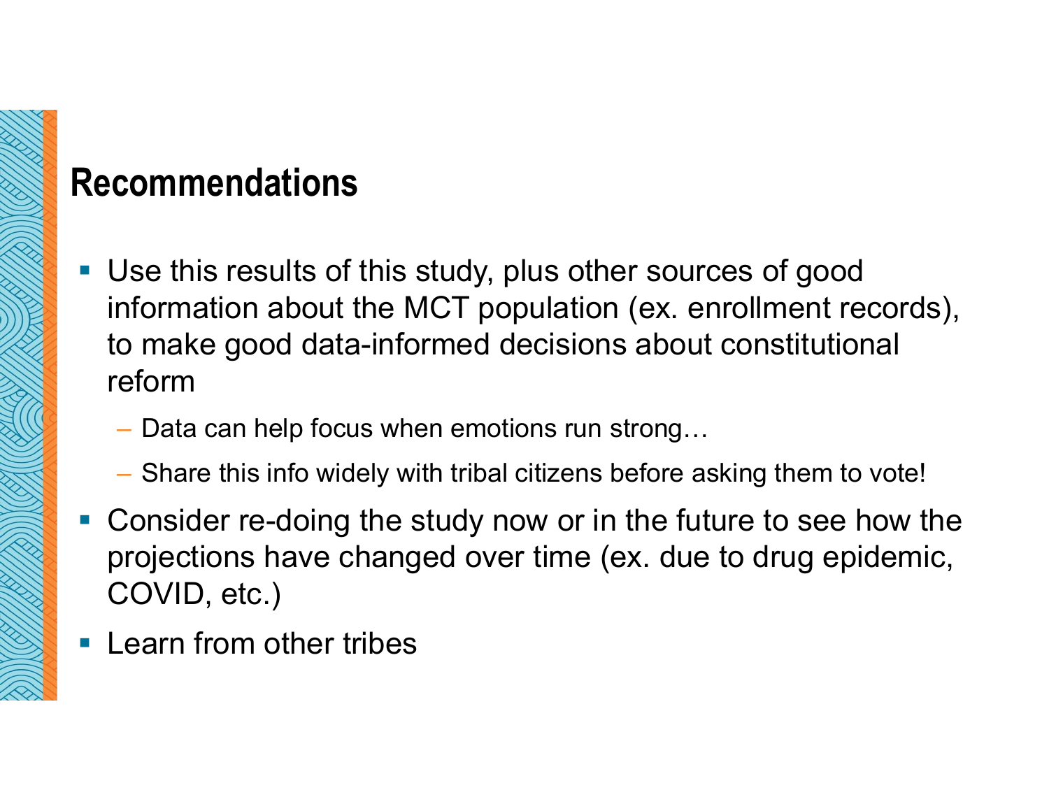## Recommendations

- Use this results of this study, plus other sources of good information about the MCT population (ex. enrollment records), to make good data-informed decisions about constitutional reform
  - Data can help focus when emotions run strong…
  - Share this info widely with tribal citizens before asking them to vote!
- Consider re-doing the study now or in the future to see how the projections have changed over time (ex. due to drug epidemic, COVID, etc.)
- Learn from other tribes